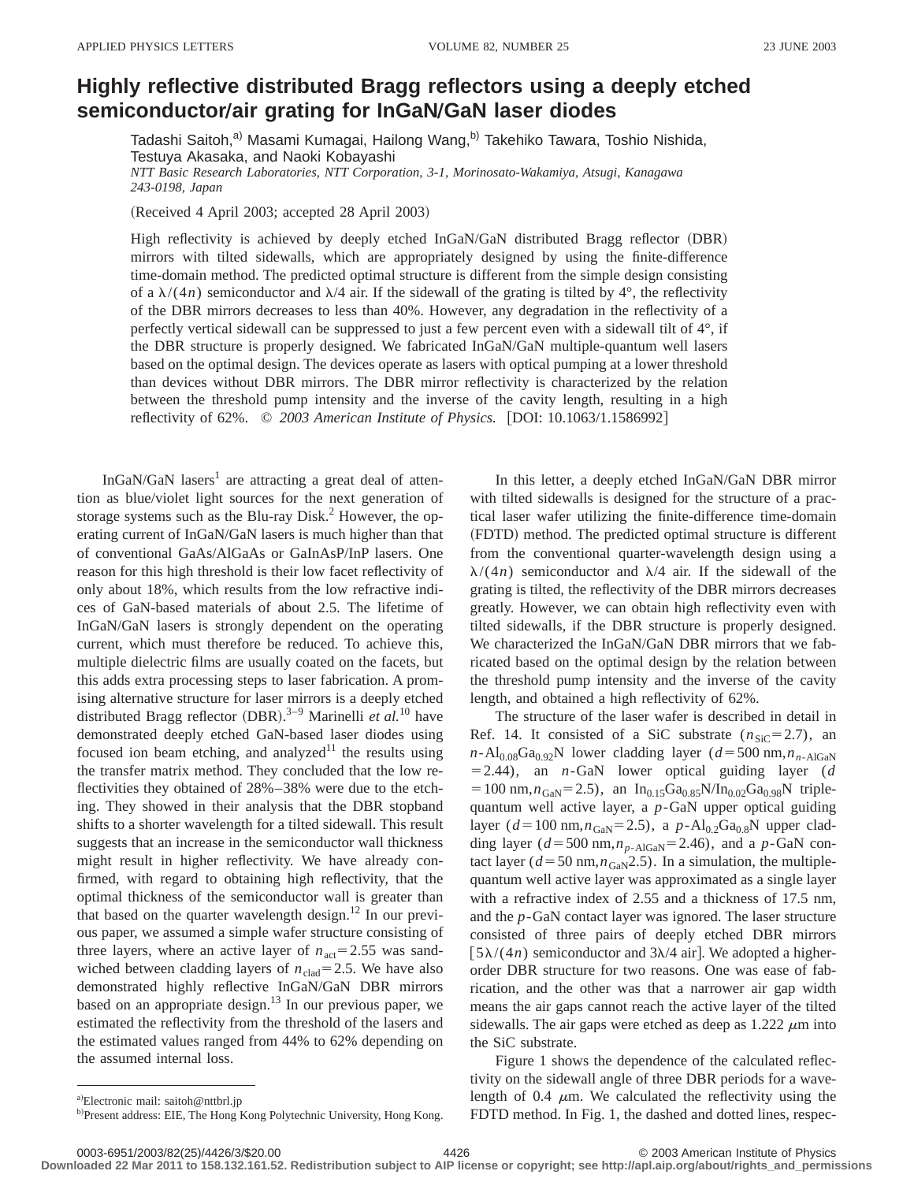# Highly reflective distributed Bragg reflectors using a deeply etched semiconductor/air grating for InGaN/GaN laser diodes

Tadashi Saitoh,[a] Masami Kumagai, Hailong Wang,[b] Takehiko Tawara, Toshio Nishida, Testuya Akasaka, and Naoki Kobayashi

*NTT Basic Research Laboratories, NTT Corporation, 3-1, Morinosato-Wakamiya, Atsugi, Kanagawa 243-0198, Japan*

(Received 4 April 2003; accepted 28 April 2003)

High reflectivity is achieved by deeply etched InGaN/GaN distributed Bragg reflector (DBR) mirrors with tilted sidewalls, which are appropriately designed by using the finite-difference time-domain method. The predicted optimal structure is different from the simple design consisting of a $\lambda/(4n)$ semiconductor and $\lambda/4$ air. If the sidewall of the grating is tilted by 4°, the reflectivity of the DBR mirrors decreases to less than 40%. However, any degradation in the reflectivity of a perfectly vertical sidewall can be suppressed to just a few percent even with a sidewall tilt of 4°, if the DBR structure is properly designed. We fabricated InGaN/GaN multiple-quantum well lasers based on the optimal design. The devices operate as lasers with optical pumping at a lower threshold than devices without DBR mirrors. The DBR mirror reflectivity is characterized by the relation between the threshold pump intensity and the inverse of the cavity length, resulting in a high reflectivity of 62%. © *2003 American Institute of Physics.* [DOI: 10.1063/1.1586992]

InGaN/GaN lasers[1] are attracting a great deal of attention as blue/violet light sources for the next generation of storage systems such as the Blu-ray Disk.[2] However, the operating current of InGaN/GaN lasers is much higher than that of conventional GaAs/AlGaAs or GaInAsP/InP lasers. One reason for this high threshold is their low facet reflectivity of only about 18%, which results from the low refractive indices of GaN-based materials of about 2.5. The lifetime of InGaN/GaN lasers is strongly dependent on the operating current, which must therefore be reduced. To achieve this, multiple dielectric films are usually coated on the facets, but this adds extra processing steps to laser fabrication. A promising alternative structure for laser mirrors is a deeply etched distributed Bragg reflector (DBR).[3–9] Marinelli *et al.*[10] have demonstrated deeply etched GaN-based laser diodes using focused ion beam etching, and analyzed[11] the results using the transfer matrix method. They concluded that the low reflectivities they obtained of 28%–38% were due to the etching. They showed in their analysis that the DBR stopband shifts to a shorter wavelength for a tilted sidewall. This result suggests that an increase in the semiconductor wall thickness might result in higher reflectivity. We have already confirmed, with regard to obtaining high reflectivity, that the optimal thickness of the semiconductor wall is greater than that based on the quarter wavelength design.[12] In our previous paper, we assumed a simple wafer structure consisting of three layers, where an active layer of $n_{act}=2.55$ was sandwiched between cladding layers of $n_{clad}=2.5$. We have also demonstrated highly reflective InGaN/GaN DBR mirrors based on an appropriate design.[13] In our previous paper, we estimated the reflectivity from the threshold of the lasers and the estimated values ranged from 44% to 62% depending on the assumed internal loss.

In this letter, a deeply etched InGaN/GaN DBR mirror with tilted sidewalls is designed for the structure of a practical laser wafer utilizing the finite-difference time-domain (FDTD) method. The predicted optimal structure is different from the conventional quarter-wavelength design using a $\lambda/(4n)$ semiconductor and $\lambda/4$ air. If the sidewall of the grating is tilted, the reflectivity of the DBR mirrors decreases greatly. However, we can obtain high reflectivity even with tilted sidewalls, if the DBR structure is properly designed. We characterized the InGaN/GaN DBR mirrors that we fabricated based on the optimal design by the relation between the threshold pump intensity and the inverse of the cavity length, and obtained a high reflectivity of 62%.

The structure of the laser wafer is described in detail in Ref. 14. It consisted of a SiC substrate ($n_{SiC}=2.7$), an $n$-$Al_{0.08}Ga_{0.92}N$ lower cladding layer ($d=500$ nm, $n_{n\text{-}AlGaN}=2.44$), an $n$-GaN lower optical guiding layer ($d=100$ nm, $n_{GaN}=2.5$), an $In_{0.15}Ga_{0.85}N/In_{0.02}Ga_{0.98}N$ triple-quantum well active layer, a $p$-GaN upper optical guiding layer ($d=100$ nm, $n_{GaN}=2.5$), a $p$-$Al_{0.2}Ga_{0.8}N$ upper cladding layer ($d=500$ nm, $n_{p\text{-}AlGaN}=2.46$), and a $p$-GaN contact layer ($d=50$ nm, $n_{GaN}2.5$). In a simulation, the multiple-quantum well active layer was approximated as a single layer with a refractive index of 2.55 and a thickness of 17.5 nm, and the $p$-GaN contact layer was ignored. The laser structure consisted of three pairs of deeply etched DBR mirrors [$5\lambda/(4n)$ semiconductor and $3\lambda/4$ air]. We adopted a higher-order DBR structure for two reasons. One was ease of fabrication, and the other was that a narrower air gap width means the air gaps cannot reach the active layer of the tilted sidewalls. The air gaps were etched as deep as 1.222 $\mu$m into the SiC substrate.

Figure 1 shows the dependence of the calculated reflectivity on the sidewall angle of three DBR periods for a wavelength of 0.4 $\mu$m. We calculated the reflectivity using the FDTD method. In Fig. 1, the dashed and dotted lines, respec-

---

[a] Electronic mail: saitoh@nttbrl.jp

[b] Present address: EIE, The Hong Kong Polytechnic University, Hong Kong.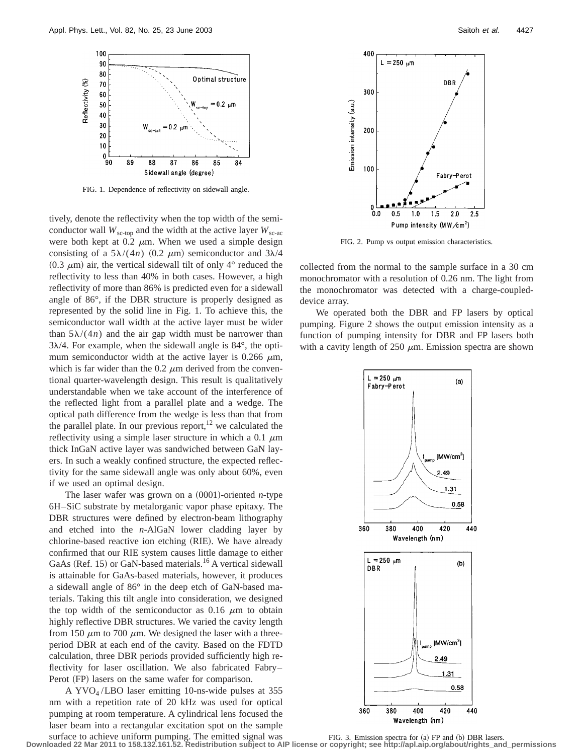FIG. 1. Dependence of reflectivity on sidewall angle.

tively, denote the reflectivity when the top width of the semiconductor wall $W_{sc\text{-}top}$ and the width at the active layer $W_{sc\text{-}ac}$ were both kept at 0.2 $\mu$m. When we used a simple design consisting of a $5\lambda/(4n)$ (0.2 $\mu$m) semiconductor and $3\lambda/4$ (0.3 $\mu$m) air, the vertical sidewall tilt of only 4° reduced the reflectivity to less than 40% in both cases. However, a high reflectivity of more than 86% is predicted even for a sidewall angle of 86°, if the DBR structure is properly designed as represented by the solid line in Fig. 1. To achieve this, the semiconductor wall width at the active layer must be wider than $5\lambda/(4n)$ and the air gap width must be narrower than $3\lambda/4$. For example, when the sidewall angle is 84°, the optimum semiconductor width at the active layer is 0.266 $\mu$m, which is far wider than the 0.2 $\mu$m derived from the conventional quarter-wavelength design. This result is qualitatively understandable when we take account of the interference of the reflected light from a parallel plate and a wedge. The optical path difference from the wedge is less than that from the parallel plate. In our previous report,[12] we calculated the reflectivity using a simple laser structure in which a 0.1 $\mu$m thick InGaN active layer was sandwiched between GaN layers. In such a weakly confined structure, the expected reflectivity for the same sidewall angle was only about 60%, even if we used an optimal design.

The laser wafer was grown on a (0001)-oriented *n*-type 6H–SiC substrate by metalorganic vapor phase epitaxy. The DBR structures were defined by electron-beam lithography and etched into the *n*-AlGaN lower cladding layer by chlorine-based reactive ion etching (RIE). We have already confirmed that our RIE system causes little damage to either GaAs (Ref. 15) or GaN-based materials.[16] A vertical sidewall is attainable for GaAs-based materials, however, it produces a sidewall angle of 86° in the deep etch of GaN-based materials. Taking this tilt angle into consideration, we designed the top width of the semiconductor as 0.16 $\mu$m to obtain highly reflective DBR structures. We varied the cavity length from 150 $\mu$m to 700 $\mu$m. We designed the laser with a three-period DBR at each end of the cavity. Based on the FDTD calculation, three DBR periods provided sufficiently high reflectivity for laser oscillation. We also fabricated Fabry–Perot (FP) lasers on the same wafer for comparison.

A $YVO_4$/LBO laser emitting 10-ns-wide pulses at 355 nm with a repetition rate of 20 kHz was used for optical pumping at room temperature. A cylindrical lens focused the laser beam into a rectangular excitation spot on the sample surface to achieve uniform pumping. The emitted signal was collected from the normal to the sample surface in a 30 cm monochromator with a resolution of 0.26 nm. The light from the monochromator was detected with a charge-coupled-device array.

FIG. 2. Pump vs output emission characteristics.

We operated both the DBR and FP lasers by optical pumping. Figure 2 shows the output emission intensity as a function of pumping intensity for DBR and FP lasers both with a cavity length of 250 $\mu$m. Emission spectra are shown

FIG. 3. Emission spectra for (a) FP and (b) DBR lasers.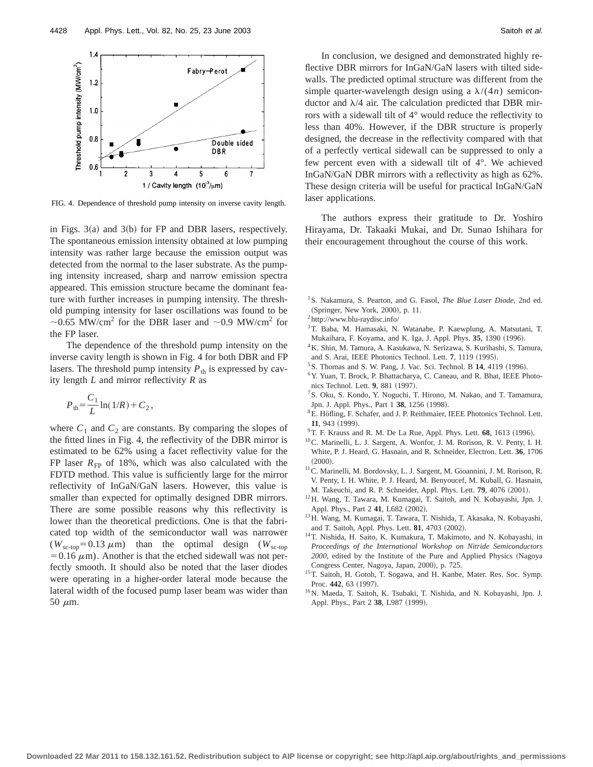1.4

1.2

1.0

0.8

0.6

Threshold pump intensity (MW/cm$^2$)

Fabry–Perot

Double sided DBR

1 2 3 4 5 6 7

1 / Cavity length ($10^{-3}/\mu$m)

FIG. 4. Dependence of threshold pump intensity on inverse cavity length.

in Figs. 3(a) and 3(b) for FP and DBR lasers, respectively. The spontaneous emission intensity obtained at low pumping intensity was rather large because the emission output was detected from the normal to the laser substrate. As the pumping intensity increased, sharp and narrow emission spectra appeared. This emission structure became the dominant feature with further increases in pumping intensity. The threshold pumping intensity for laser oscillations was found to be $\sim$0.65 MW/cm$^2$ for the DBR laser and $\sim$0.9 MW/cm$^2$ for the FP laser.

The dependence of the threshold pump intensity on the inverse cavity length is shown in Fig. 4 for both DBR and FP lasers. The threshold pump intensity $P_{\text{th}}$ is expressed by cavity length $L$ and mirror reflectivity $R$ as

$$P_{\text{th}} = \frac{C_1}{L} \ln(1/R) + C_2,$$

where $C_1$ and $C_2$ are constants. By comparing the slopes of the fitted lines in Fig. 4, the reflectivity of the DBR mirror is estimated to be 62% using a facet reflectivity value for the FP laser $R_{\text{FP}}$ of 18%, which was also calculated with the FDTD method. This value is sufficiently large for the mirror reflectivity of InGaN/GaN lasers. However, this value is smaller than expected for optimally designed DBR mirrors. There are some possible reasons why this reflectivity is lower than the theoretical predictions. One is that the fabricated top width of the semiconductor wall was narrower ($W_{\text{sc-top}} = 0.13\ \mu$m) than the optimal design ($W_{\text{sc-top}} = 0.16\ \mu$m). Another is that the etched sidewall was not perfectly smooth. It should also be noted that the laser diodes were operating in a higher-order lateral mode because the lateral width of the focused pump laser beam was wider than 50 $\mu$m.

In conclusion, we designed and demonstrated highly reflective DBR mirrors for InGaN/GaN lasers with tilted sidewalls. The predicted optimal structure was different from the simple quarter-wavelength design using a $\lambda/(4n)$ semiconductor and $\lambda/4$ air. The calculation predicted that DBR mirrors with a sidewall tilt of 4° would reduce the reflectivity to less than 40%. However, if the DBR structure is properly designed, the decrease in the reflectivity compared with that of a perfectly vertical sidewall can be suppressed to only a few percent even with a sidewall tilt of 4°. We achieved InGaN/GaN DBR mirrors with a reflectivity as high as 62%. These design criteria will be useful for practical InGaN/GaN laser applications.

The authors express their gratitude to Dr. Yoshiro Hirayama, Dr. Takaaki Mukai, and Dr. Sunao Ishihara for their encouragement throughout the course of this work.

[1] S. Nakamura, S. Pearton, and G. Fasol, *The Blue Laser Diode*, 2nd ed. (Springer, New York, 2000), p. 11.
[2] http://www.blu-raydisc.info/
[3] T. Baba, M. Hamasaki, N. Watanabe, P. Kaewplung, A. Matsutani, T. Mukaihara, F. Koyama, and K. Iga, J. Appl. Phys. **35**, 1390 (1996).
[4] K. Shin, M. Tamura, A. Kasukawa, N. Serizawa, S. Kurihashi, S. Tamura, and S. Arai, IEEE Photonics Technol. Lett. **7**, 1119 (1995).
[5] S. Thomas and S. W. Pang, J. Vac. Sci. Technol. B **14**, 4119 (1996).
[6] Y. Yuan, T. Brock, P. Bhattacharya, C. Caneau, and R. Bhat, IEEE Photonics Technol. Lett. **9**, 881 (1997).
[7] S. Oku, S. Kondo, Y. Noguchi, T. Hirono, M. Nakao, and T. Tamamura, Jpn. J. Appl. Phys., Part 1 **38**, 1256 (1998).
[8] E. Höfling, F. Schafer, and J. P. Reithmaier, IEEE Photonics Technol. Lett. **11**, 943 (1999).
[9] T. F. Krauss and R. M. De La Rue, Appl. Phys. Lett. **68**, 1613 (1996).
[10] C. Marinelli, L. J. Sargent, A. Wonfor, J. M. Rorison, R. V. Penty, I. H. White, P. J. Heard, G. Hasnain, and R. Schneider, Electron. Lett. **36**, 1706 (2000).
[11] C. Marinelli, M. Bordovsky, L. J. Sargent, M. Gioannini, J. M. Rorison, R. V. Penty, I. H. White, P. J. Heard, M. Benyoucef, M. Kuball, G. Hasnain, M. Takeuchi, and R. P. Schneider, Appl. Phys. Lett. **79**, 4076 (2001).
[12] H. Wang, T. Tawara, M. Kumagai, T. Saitoh, and N. Kobayashi, Jpn. J. Appl. Phys., Part 2 **41**, L682 (2002).
[13] H. Wang, M. Kumagai, T. Tawara, T. Nishida, T. Akasaka, N. Kobayashi, and T. Saitoh, Appl. Phys. Lett. **81**, 4703 (2002).
[14] T. Nishida, H. Saito, K. Kumakura, T. Makimoto, and N. Kobayashi, in *Proceedings of the International Workshop on Nitride Semiconductors 2000*, edited by the Institute of the Pure and Applied Physics (Nagoya Congress Center, Nagoya, Japan, 2000), p. 725.
[15] T. Saitoh, H. Gotoh, T. Sogawa, and H. Kanbe, Mater. Res. Soc. Symp. Proc. **442**, 63 (1997).
[16] N. Maeda, T. Saitoh, K. Tsubaki, T. Nishida, and N. Kobayashi, Jpn. J. Appl. Phys., Part 2 **38**, L987 (1999).